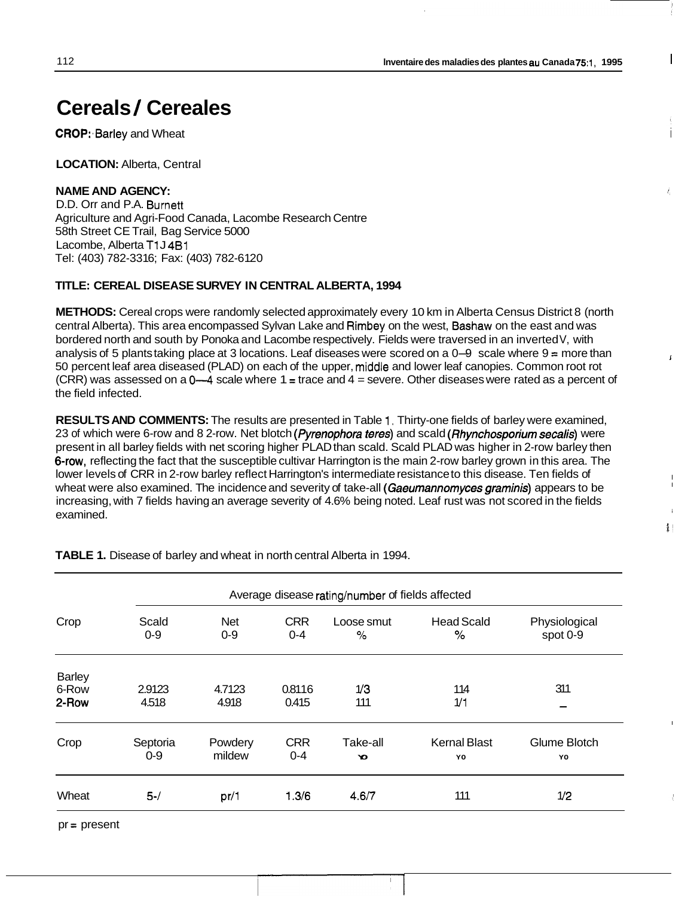# Cereals / Cereales

**CROP:** Barley and Wheat

**LOCATION:** Alberta, Central

**NAME AND AGENCY:**
D.D. Orr and P.A. Burnett
Agriculture and Agri-Food Canada, Lacombe Research Centre
58th Street CE Trail, Bag Service 5000
Lacombe, Alberta T1J 4B1
Tel: (403) 782-3316; Fax: (403) 782-6120

**TITLE: CEREAL DISEASE SURVEY IN CENTRAL ALBERTA, 1994**

**METHODS:** Cereal crops were randomly selected approximately every 10 km in Alberta Census District 8 (north central Alberta). This area encompassed Sylvan Lake and Rimbey on the west, Bashaw on the east and was bordered north and south by Ponoka and Lacombe respectively. Fields were traversed in an inverted V, with analysis of 5 plants taking place at 3 locations. Leaf diseases were scored on a 0–9 scale where 9 = more than 50 percent leaf area diseased (PLAD) on each of the upper, middle and lower leaf canopies. Common root rot (CRR) was assessed on a 0–4 scale where 1 = trace and 4 = severe. Other diseases were rated as a percent of the field infected.

**RESULTS AND COMMENTS:** The results are presented in Table 1. Thirty-one fields of barley were examined, 23 of which were 6-row and 8 2-row. Net blotch (*Pyrenophora teres*) and scald (*Rhynchosporium secalis*) were present in all barley fields with net scoring higher PLAD than scald. Scald PLAD was higher in 2-row barley then 6-row, reflecting the fact that the susceptible cultivar Harrington is the main 2-row barley grown in this area. The lower levels of CRR in 2-row barley reflect Harrington's intermediate resistance to this disease. Ten fields of wheat were also examined. The incidence and severity of take-all (*Gaeumannomyces graminis*) appears to be increasing, with 7 fields having an average severity of 4.6% being noted. Leaf rust was not scored in the fields examined.

**TABLE 1.** Disease of barley and wheat in north central Alberta in 1994.

| | Average disease rating/number of fields affected | | | | | |
|---|---|---|---|---|---|---|
| Crop | Scald 0-9 | Net 0-9 | CRR 0-4 | Loose smut % | Head Scald % | Physiological spot 0-9 |
| Barley | | | | | | |
| 6-Row | 2.9123 | 4.7123 | 0.8116 | 1/3 | 114 | 311 |
| 2-Row | 4.518 | 4.918 | 0.415 | 111 | 1/1 | – |
| Crop | Septoria 0-9 | Powdery mildew | CRR 0-4 | Take-all % | Kernal Blast % | Glume Blotch % |
| Wheat | 5-/ | pr/1 | 1.3/6 | 4.6/7 | 111 | 1/2 |

pr = present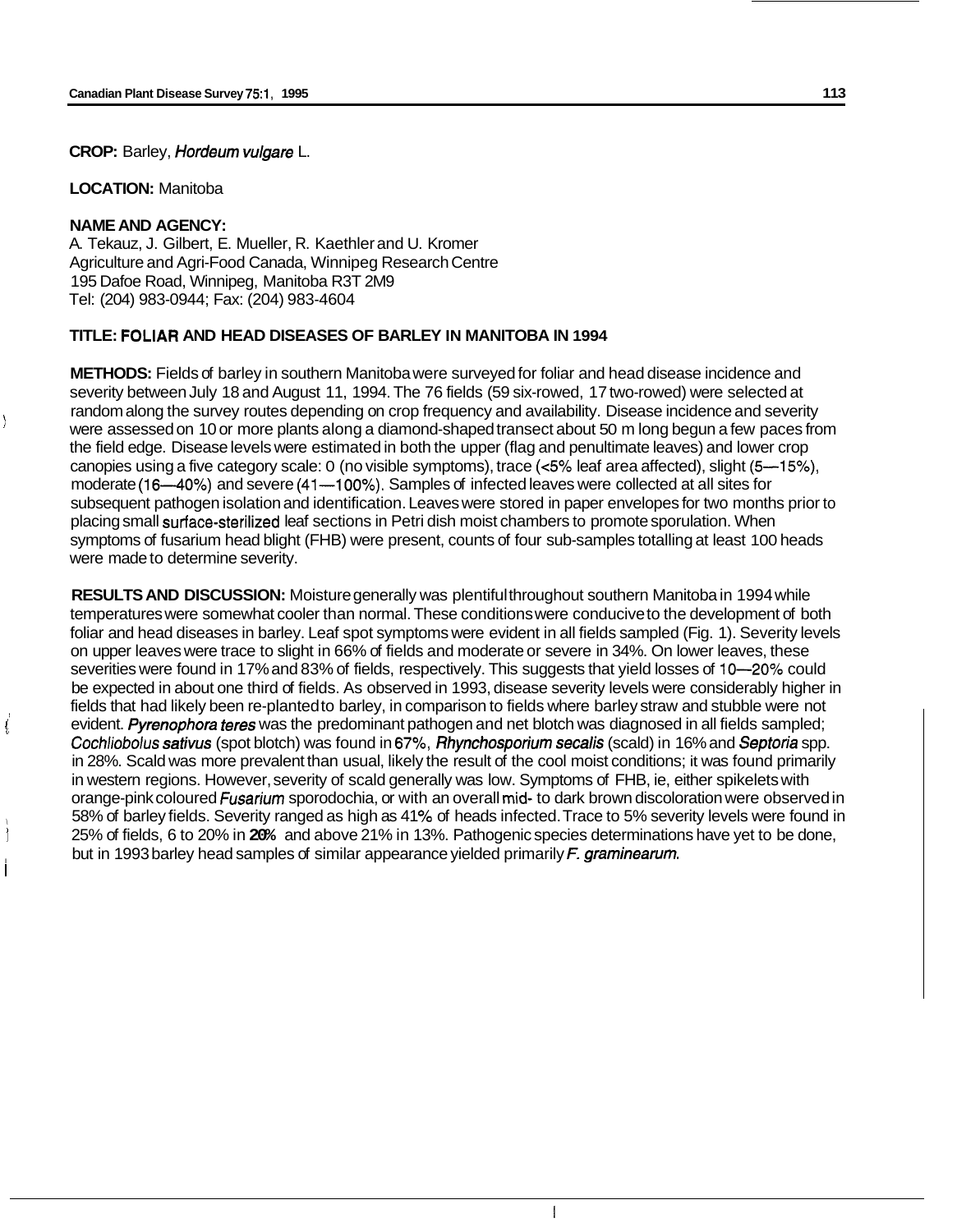**CROP:** Barley, *Hordeum vulgare* L.

**LOCATION:** Manitoba

**NAME AND AGENCY:**
A. Tekauz, J. Gilbert, E. Mueller, R. Kaethler and U. Kromer
Agriculture and Agri-Food Canada, Winnipeg Research Centre
195 Dafoe Road, Winnipeg, Manitoba R3T 2M9
Tel: (204) 983-0944; Fax: (204) 983-4604

**TITLE: FOLIAR AND HEAD DISEASES OF BARLEY IN MANITOBA IN 1994**

**METHODS:** Fields of barley in southern Manitoba were surveyed for foliar and head disease incidence and severity between July 18 and August 11, 1994. The 76 fields (59 six-rowed, 17 two-rowed) were selected at random along the survey routes depending on crop frequency and availability. Disease incidence and severity were assessed on 10 or more plants along a diamond-shaped transect about 50 m long begun a few paces from the field edge. Disease levels were estimated in both the upper (flag and penultimate leaves) and lower crop canopies using a five category scale: 0 (no visible symptoms), trace (<5% leaf area affected), slight (5—15%), moderate (16—40%) and severe (41—100%). Samples of infected leaves were collected at all sites for subsequent pathogen isolation and identification. Leaves were stored in paper envelopes for two months prior to placing small surface-sterilized leaf sections in Petri dish moist chambers to promote sporulation. When symptoms of fusarium head blight (FHB) were present, counts of four sub-samples totalling at least 100 heads were made to determine severity.

**RESULTS AND DISCUSSION:** Moisture generally was plentiful throughout southern Manitoba in 1994 while temperatures were somewhat cooler than normal. These conditions were conducive to the development of both foliar and head diseases in barley. Leaf spot symptoms were evident in all fields sampled (Fig. 1). Severity levels on upper leaves were trace to slight in 66% of fields and moderate or severe in 34%. On lower leaves, these severities were found in 17% and 83% of fields, respectively. This suggests that yield losses of 10—20% could be expected in about one third of fields. As observed in 1993, disease severity levels were considerably higher in fields that had likely been re-planted to barley, in comparison to fields where barley straw and stubble were not evident. *Pyrenophora teres* was the predominant pathogen and net blotch was diagnosed in all fields sampled; *Cochliobolus sativus* (spot blotch) was found in 67%, *Rhynchosporium secalis* (scald) in 16% and *Septoria* spp. in 28%. Scald was more prevalent than usual, likely the result of the cool moist conditions; it was found primarily in western regions. However, severity of scald generally was low. Symptoms of FHB, ie, either spikelets with orange-pink coloured *Fusarium* sporodochia, or with an overall mid- to dark brown discoloration were observed in 58% of barley fields. Severity ranged as high as 41% of heads infected. Trace to 5% severity levels were found in 25% of fields, 6 to 20% in 20% and above 21% in 13%. Pathogenic species determinations have yet to be done, but in 1993 barley head samples of similar appearance yielded primarily *F. graminearum*.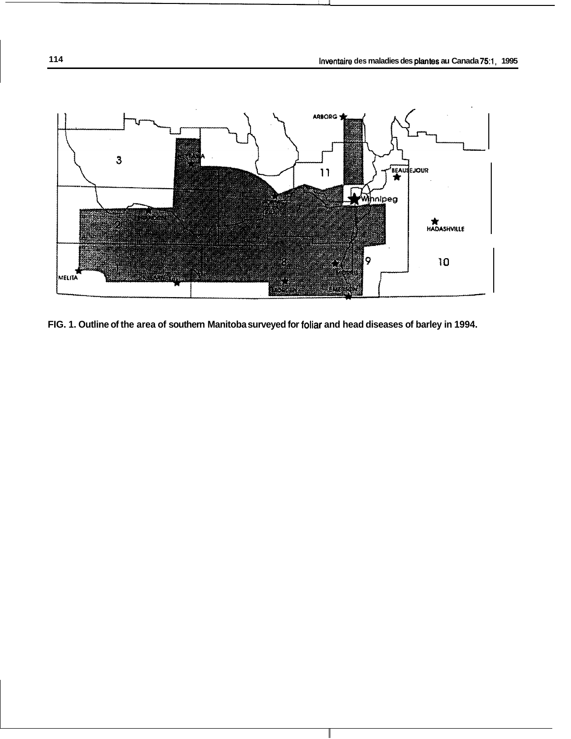FIG. 1. Outline of the area of southern Manitoba surveyed for foliar and head diseases of barley in 1994.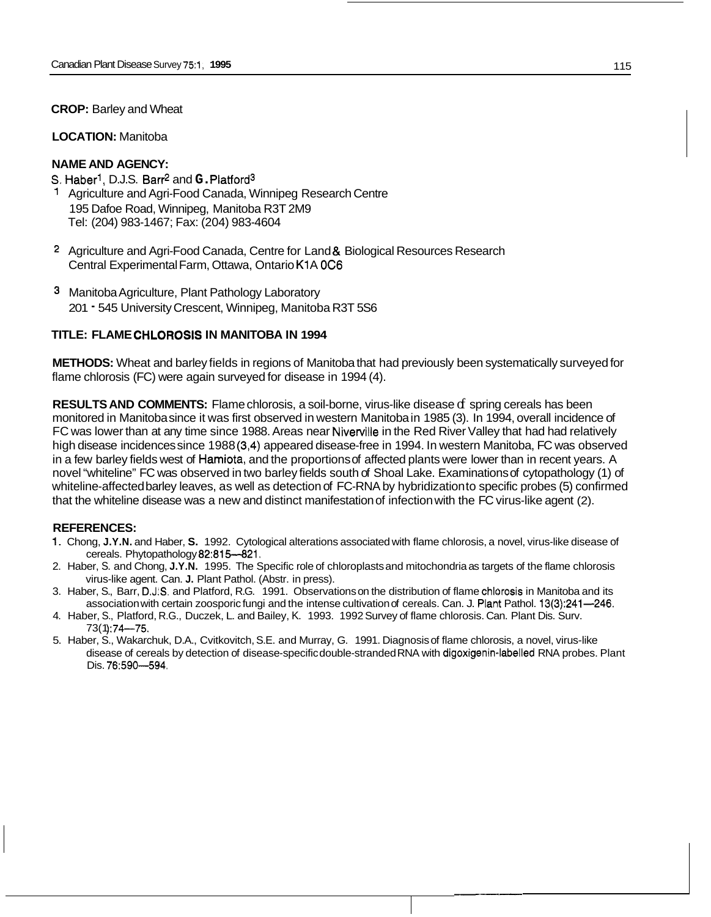**CROP:** Barley and Wheat

**LOCATION:** Manitoba

**NAME AND AGENCY:**

S. Haber[1], D.J.S. Barr[2] and G. Platford[3]

[1] Agriculture and Agri-Food Canada, Winnipeg Research Centre
195 Dafoe Road, Winnipeg, Manitoba R3T 2M9
Tel: (204) 983-1467; Fax: (204) 983-4604

[2] Agriculture and Agri-Food Canada, Centre for Land & Biological Resources Research
Central Experimental Farm, Ottawa, Ontario K1A 0C6

[3] Manitoba Agriculture, Plant Pathology Laboratory
201 - 545 University Crescent, Winnipeg, Manitoba R3T 5S6

**TITLE: FLAME CHLOROSIS IN MANITOBA IN 1994**

**METHODS:** Wheat and barley fields in regions of Manitoba that had previously been systematically surveyed for flame chlorosis (FC) were again surveyed for disease in 1994 (4).

**RESULTS AND COMMENTS:** Flame chlorosis, a soil-borne, virus-like disease of spring cereals has been monitored in Manitoba since it was first observed in western Manitoba in 1985 (3). In 1994, overall incidence of FC was lower than at any time since 1988. Areas near Niverville in the Red River Valley that had had relatively high disease incidences since 1988 (3,4) appeared disease-free in 1994. In western Manitoba, FC was observed in a few barley fields west of Hamiota, and the proportions of affected plants were lower than in recent years. A novel "whiteline" FC was observed in two barley fields south of Shoal Lake. Examinations of cytopathology (1) of whiteline-affected barley leaves, as well as detection of FC-RNA by hybridization to specific probes (5) confirmed that the whiteline disease was a new and distinct manifestation of infection with the FC virus-like agent (2).

**REFERENCES:**

1. Chong, **J.Y.N.** and Haber, **S.** 1992. Cytological alterations associated with flame chlorosis, a novel, virus-like disease of cereals. Phytopathology 82:815—821.
2. Haber, S. and Chong, **J.Y.N.** 1995. The Specific role of chloroplasts and mitochondria as targets of the flame chlorosis virus-like agent. Can. **J.** Plant Pathol. (Abstr. in press).
3. Haber, S., Barr, D.J.S. and Platford, R.G. 1991. Observations on the distribution of flame chlorosis in Manitoba and its association with certain zoosporic fungi and the intense cultivation of cereals. Can. J. Plant Pathol. 13(3):241—246.
4. Haber, S., Platford, R.G., Duczek, L. and Bailey, K. 1993. 1992 Survey of flame chlorosis. Can. Plant Dis. Surv. 73(1):74—75.
5. Haber, S., Wakarchuk, D.A., Cvitkovitch, S.E. and Murray, G. 1991. Diagnosis of flame chlorosis, a novel, virus-like disease of cereals by detection of disease-specific double-stranded RNA with digoxigenin-labelled RNA probes. Plant Dis. 76:590—594.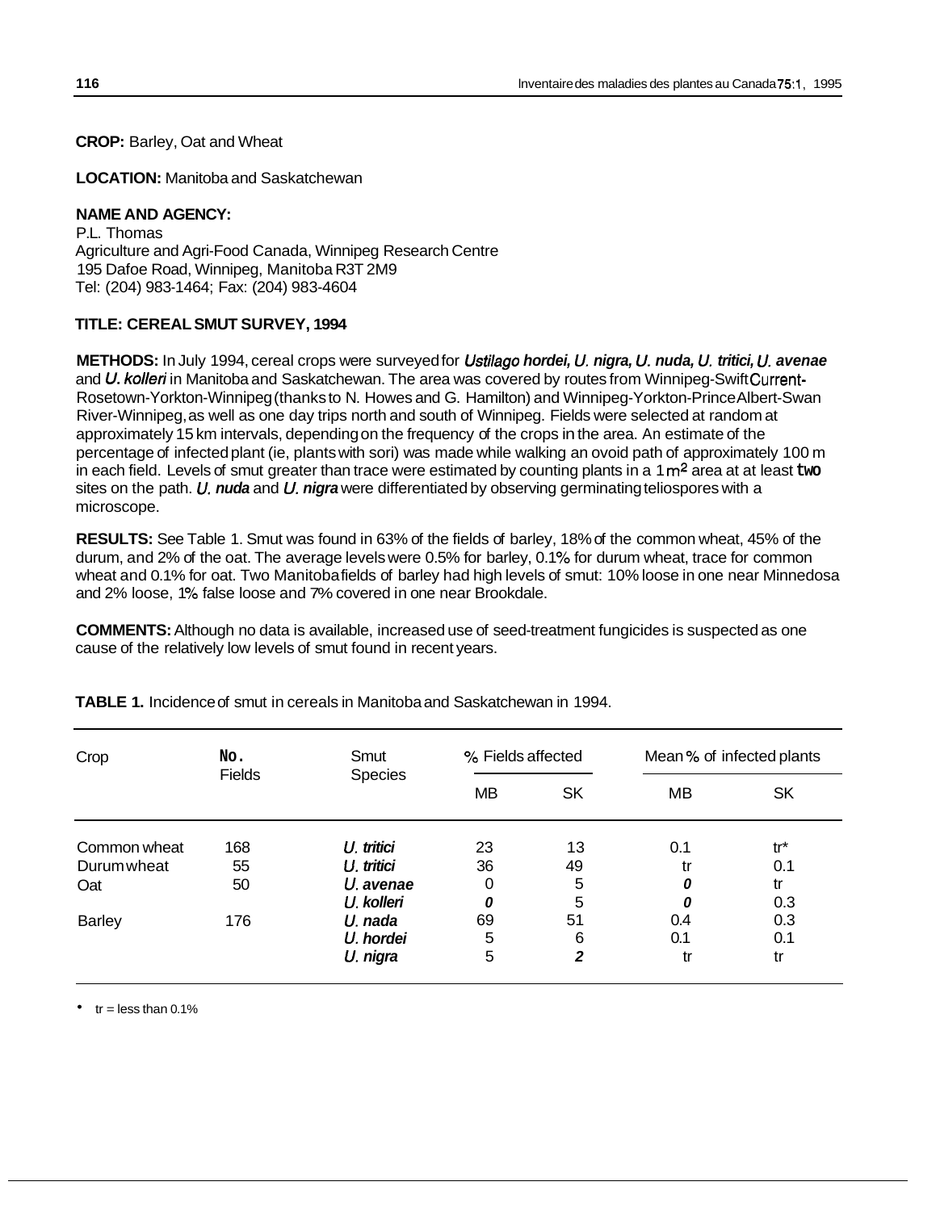**CROP:** Barley, Oat and Wheat

**LOCATION:** Manitoba and Saskatchewan

**NAME AND AGENCY:**
P.L. Thomas
Agriculture and Agri-Food Canada, Winnipeg Research Centre
195 Dafoe Road, Winnipeg, Manitoba R3T 2M9
Tel: (204) 983-1464; Fax: (204) 983-4604

**TITLE: CEREAL SMUT SURVEY, 1994**

**METHODS:** In July 1994, cereal crops were surveyed for *Ustilago hordei, U. nigra, U. nuda, U. tritici, U. avenae* and *U. kolleri* in Manitoba and Saskatchewan. The area was covered by routes from Winnipeg-Swift Current-Rosetown-Yorkton-Winnipeg (thanks to N. Howes and G. Hamilton) and Winnipeg-Yorkton-Prince Albert-Swan River-Winnipeg, as well as one day trips north and south of Winnipeg. Fields were selected at random at approximately 15 km intervals, depending on the frequency of the crops in the area. An estimate of the percentage of infected plant (ie, plants with sori) was made while walking an ovoid path of approximately 100 m in each field. Levels of smut greater than trace were estimated by counting plants in a 1 $m^2$ area at at least two sites on the path. *U. nuda* and *U. nigra* were differentiated by observing germinating teliospores with a microscope.

**RESULTS:** See Table 1. Smut was found in 63% of the fields of barley, 18% of the common wheat, 45% of the durum, and 2% of the oat. The average levels were 0.5% for barley, 0.1% for durum wheat, trace for common wheat and 0.1% for oat. Two Manitoba fields of barley had high levels of smut: 10% loose in one near Minnedosa and 2% loose, 1% false loose and 7% covered in one near Brookdale.

**COMMENTS:** Although no data is available, increased use of seed-treatment fungicides is suspected as one cause of the relatively low levels of smut found in recent years.

**TABLE 1.** Incidence of smut in cereals in Manitoba and Saskatchewan in 1994.

| Crop | No. Fields | Smut Species | % Fields affected | | Mean % of infected plants | |
|---|---|---|---|---|---|---|
| | | | MB | SK | MB | SK |
| Common wheat | 168 | *U. tritici* | 23 | 13 | 0.1 | tr* |
| Durum wheat | 55 | *U. tritici* | 36 | 49 | tr | 0.1 |
| Oat | 50 | *U. avenae* | 0 | 5 | 0 | tr |
| | | *U. kolleri* | 0 | 5 | 0 | 0.3 |
| Barley | 176 | *U. nada* | 69 | 51 | 0.4 | 0.3 |
| | | *U. hordei* | 5 | 6 | 0.1 | 0.1 |
| | | *U. nigra* | 5 | 2 | tr | tr |

* tr = less than 0.1%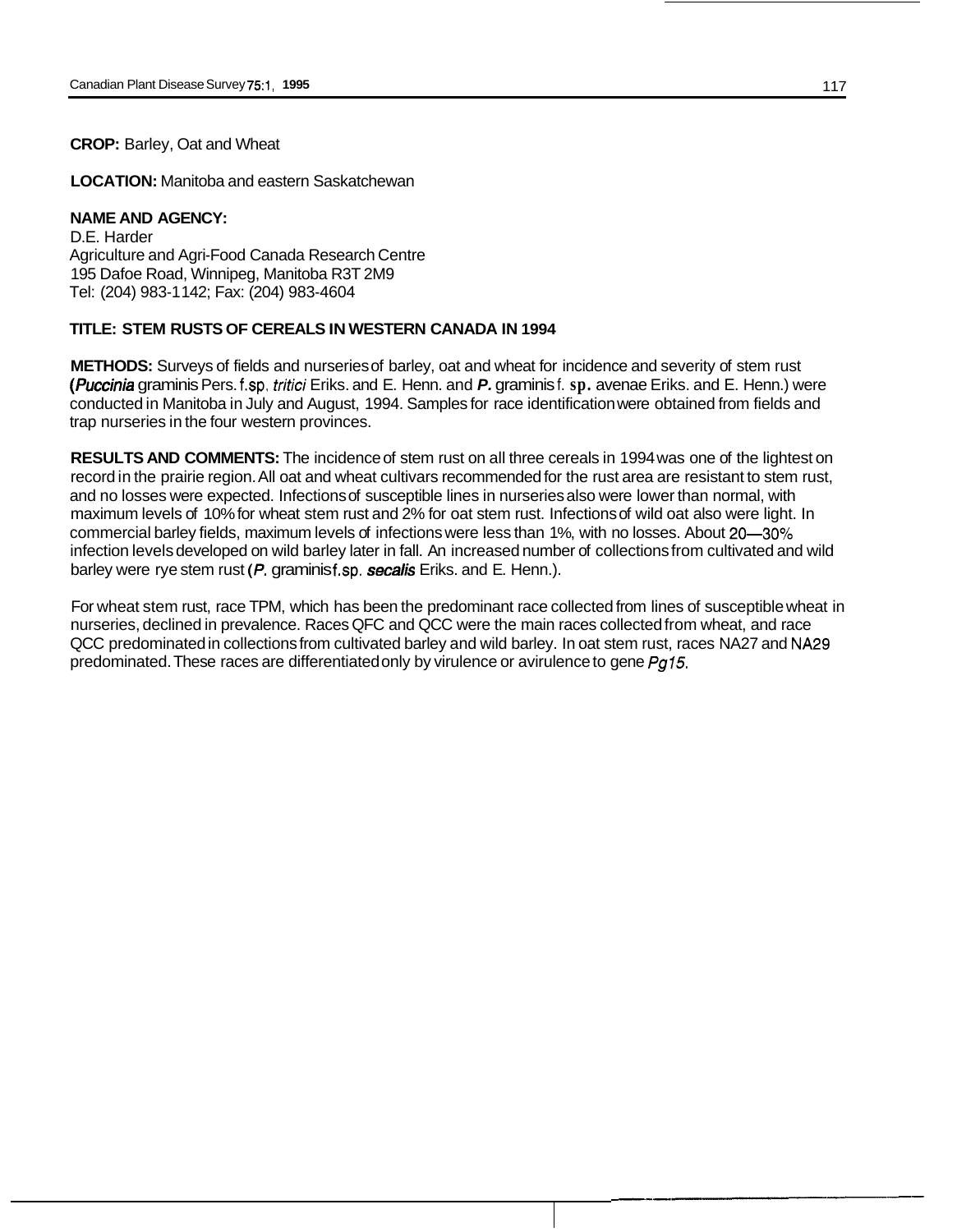**CROP:** Barley, Oat and Wheat

**LOCATION:** Manitoba and eastern Saskatchewan

**NAME AND AGENCY:**
D.E. Harder
Agriculture and Agri-Food Canada Research Centre
195 Dafoe Road, Winnipeg, Manitoba R3T 2M9
Tel: (204) 983-1142; Fax: (204) 983-4604

**TITLE: STEM RUSTS OF CEREALS IN WESTERN CANADA IN 1994**

**METHODS:** Surveys of fields and nurseries of barley, oat and wheat for incidence and severity of stem rust (*Puccinia* graminis Pers. f.sp. *tritici* Eriks. and E. Henn. and *P.* graminis f. sp. avenae Eriks. and E. Henn.) were conducted in Manitoba in July and August, 1994. Samples for race identification were obtained from fields and trap nurseries in the four western provinces.

**RESULTS AND COMMENTS:** The incidence of stem rust on all three cereals in 1994 was one of the lightest on record in the prairie region. All oat and wheat cultivars recommended for the rust area are resistant to stem rust, and no losses were expected. Infections of susceptible lines in nurseries also were lower than normal, with maximum levels of 10% for wheat stem rust and 2% for oat stem rust. Infections of wild oat also were light. In commercial barley fields, maximum levels of infections were less than 1%, with no losses. About 20—30% infection levels developed on wild barley later in fall. An increased number of collections from cultivated and wild barley were rye stem rust (*P.* graminis f.sp. *secalis* Eriks. and E. Henn.).

For wheat stem rust, race TPM, which has been the predominant race collected from lines of susceptible wheat in nurseries, declined in prevalence. Races QFC and QCC were the main races collected from wheat, and race QCC predominated in collections from cultivated barley and wild barley. In oat stem rust, races NA27 and NA29 predominated. These races are differentiated only by virulence or avirulence to gene *Pg15*.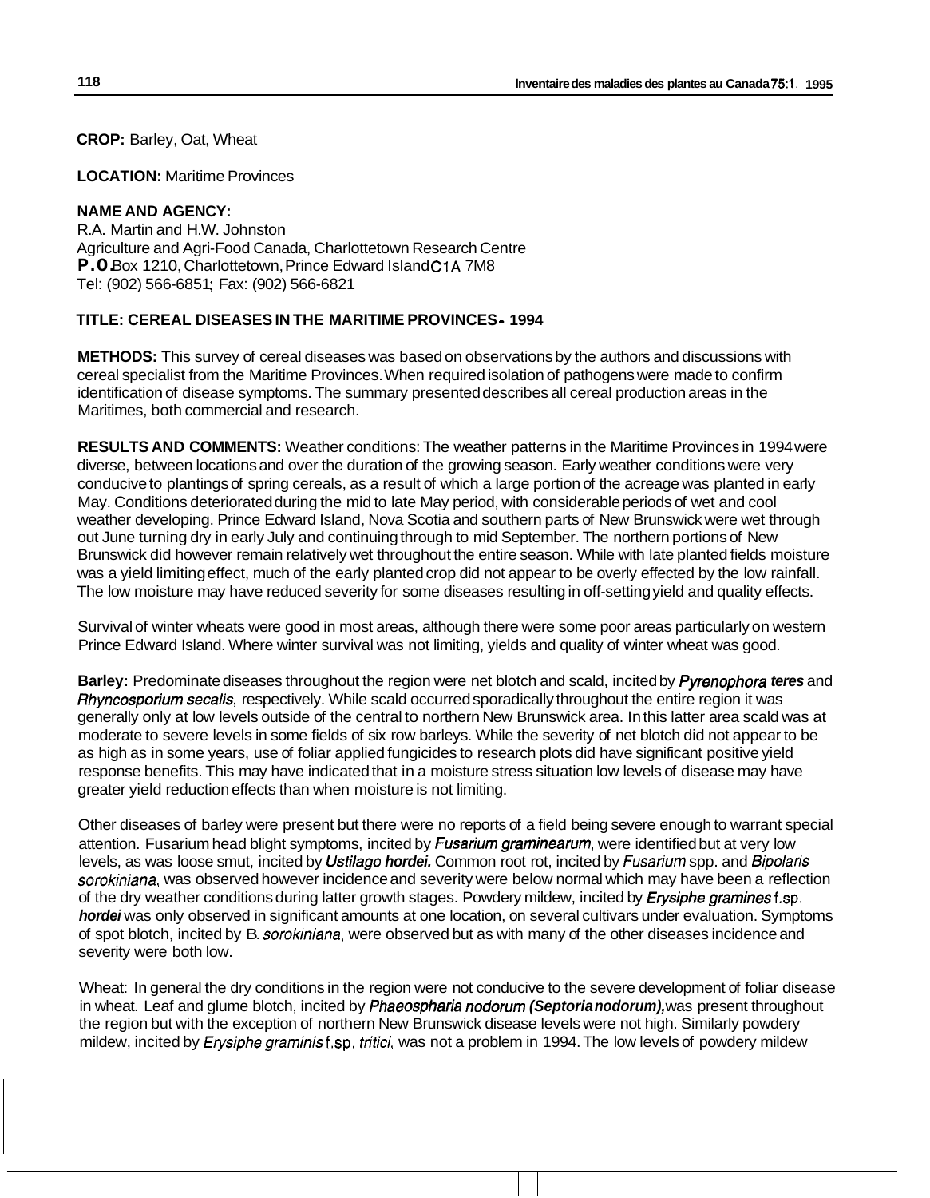**CROP:** Barley, Oat, Wheat

**LOCATION:** Maritime Provinces

**NAME AND AGENCY:**
R.A. Martin and H.W. Johnston
Agriculture and Agri-Food Canada, Charlottetown Research Centre
P.O. Box 1210, Charlottetown, Prince Edward Island C1A 7M8
Tel: (902) 566-6851; Fax: (902) 566-6821

**TITLE: CEREAL DISEASES IN THE MARITIME PROVINCES - 1994**

**METHODS:** This survey of cereal diseases was based on observations by the authors and discussions with cereal specialist from the Maritime Provinces. When required isolation of pathogens were made to confirm identification of disease symptoms. The summary presented describes all cereal production areas in the Maritimes, both commercial and research.

**RESULTS AND COMMENTS:** Weather conditions: The weather patterns in the Maritime Provinces in 1994 were diverse, between locations and over the duration of the growing season. Early weather conditions were very conducive to plantings of spring cereals, as a result of which a large portion of the acreage was planted in early May. Conditions deteriorated during the mid to late May period, with considerable periods of wet and cool weather developing. Prince Edward Island, Nova Scotia and southern parts of New Brunswick were wet through out June turning dry in early July and continuing through to mid September. The northern portions of New Brunswick did however remain relatively wet throughout the entire season. While with late planted fields moisture was a yield limiting effect, much of the early planted crop did not appear to be overly effected by the low rainfall. The low moisture may have reduced severity for some diseases resulting in off-setting yield and quality effects.

Survival of winter wheats were good in most areas, although there were some poor areas particularly on western Prince Edward Island. Where winter survival was not limiting, yields and quality of winter wheat was good.

**Barley:** Predominate diseases throughout the region were net blotch and scald, incited by *Pyrenophora teres* and *Rhyncosporium secalis*, respectively. While scald occurred sporadically throughout the entire region it was generally only at low levels outside of the central to northern New Brunswick area. In this latter area scald was at moderate to severe levels in some fields of six row barleys. While the severity of net blotch did not appear to be as high as in some years, use of foliar applied fungicides to research plots did have significant positive yield response benefits. This may have indicated that in a moisture stress situation low levels of disease may have greater yield reduction effects than when moisture is not limiting.

Other diseases of barley were present but there were no reports of a field being severe enough to warrant special attention. Fusarium head blight symptoms, incited by *Fusarium graminearum*, were identified but at very low levels, as was loose smut, incited by *Ustilago hordei.* Common root rot, incited by *Fusarium* spp. and *Bipolaris sorokiniana*, was observed however incidence and severity were below normal which may have been a reflection of the dry weather conditions during latter growth stages. Powdery mildew, incited by *Erysiphe gramines* f.sp. *hordei* was only observed in significant amounts at one location, on several cultivars under evaluation. Symptoms of spot blotch, incited by B. *sorokiniana*, were observed but as with many of the other diseases incidence and severity were both low.

Wheat: In general the dry conditions in the region were not conducive to the severe development of foliar disease in wheat. Leaf and glume blotch, incited by *Phaeospharia nodorum (Septoria nodorum)*, was present throughout the region but with the exception of northern New Brunswick disease levels were not high. Similarly powdery mildew, incited by *Erysiphe graminis* f.sp. *tritici*, was not a problem in 1994. The low levels of powdery mildew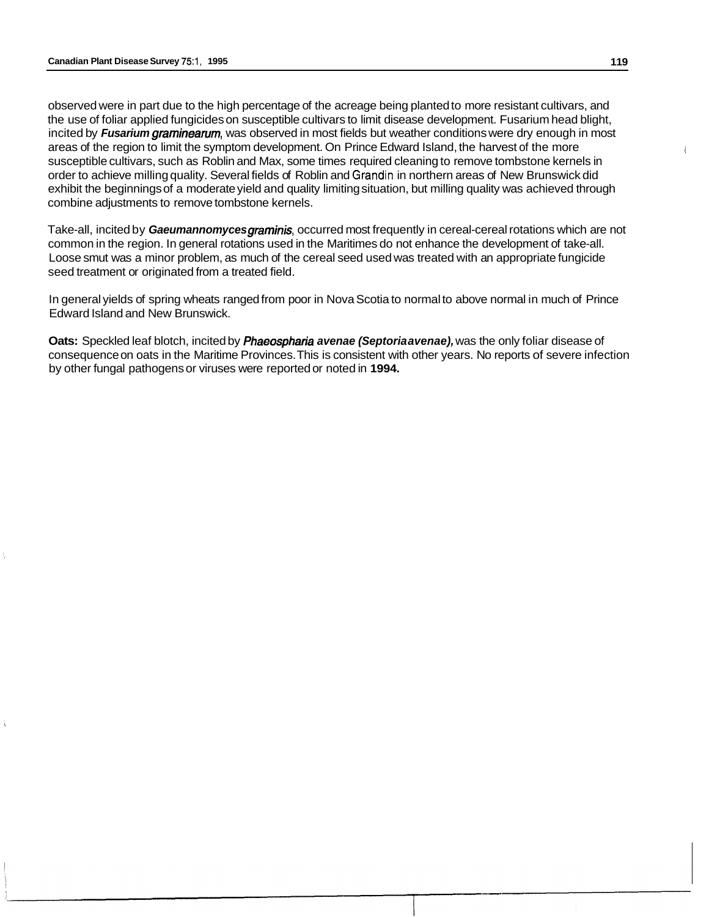observed were in part due to the high percentage of the acreage being planted to more resistant cultivars, and the use of foliar applied fungicides on susceptible cultivars to limit disease development. Fusarium head blight, incited by ***Fusarium graminearum***, was observed in most fields but weather conditions were dry enough in most areas of the region to limit the symptom development. On Prince Edward Island, the harvest of the more susceptible cultivars, such as Roblin and Max, some times required cleaning to remove tombstone kernels in order to achieve milling quality. Several fields of Roblin and Grandin in northern areas of New Brunswick did exhibit the beginnings of a moderate yield and quality limiting situation, but milling quality was achieved through combine adjustments to remove tombstone kernels.

Take-all, incited by ***Gaeumannomyces graminis***, occurred most frequently in cereal-cereal rotations which are not common in the region. In general rotations used in the Maritimes do not enhance the development of take-all. Loose smut was a minor problem, as much of the cereal seed used was treated with an appropriate fungicide seed treatment or originated from a treated field.

In general yields of spring wheats ranged from poor in Nova Scotia to normal to above normal in much of Prince Edward Island and New Brunswick.

**Oats:** Speckled leaf blotch, incited by ***Phaeospharia avenae (Septoria avenae),*** was the only foliar disease of consequence on oats in the Maritime Provinces. This is consistent with other years. No reports of severe infection by other fungal pathogens or viruses were reported or noted in **1994.**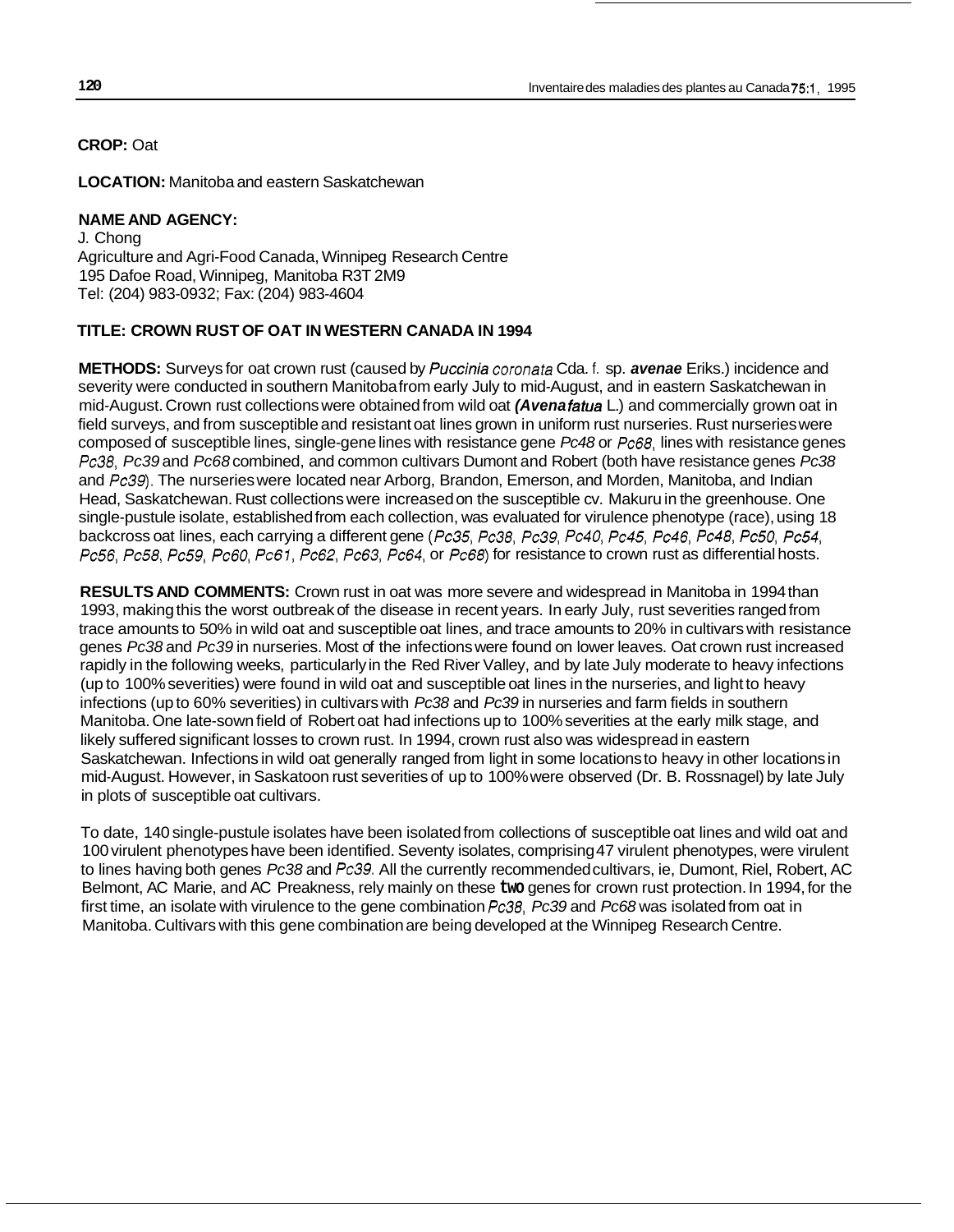**CROP:** Oat

**LOCATION:** Manitoba and eastern Saskatchewan

**NAME AND AGENCY:**
J. Chong
Agriculture and Agri-Food Canada, Winnipeg Research Centre
195 Dafoe Road, Winnipeg, Manitoba R3T 2M9
Tel: (204) 983-0932; Fax: (204) 983-4604

**TITLE: CROWN RUST OF OAT IN WESTERN CANADA IN 1994**

**METHODS:** Surveys for oat crown rust (caused by *Puccinia coronata* Cda. f. sp. ***avenae*** Eriks.) incidence and severity were conducted in southern Manitoba from early July to mid-August, and in eastern Saskatchewan in mid-August. Crown rust collections were obtained from wild oat ***(Avena fatua*** L.) and commercially grown oat in field surveys, and from susceptible and resistant oat lines grown in uniform rust nurseries. Rust nurseries were composed of susceptible lines, single-gene lines with resistance gene *Pc48* or *Pc68*, lines with resistance genes *Pc38*, *Pc39* and *Pc68* combined, and common cultivars Dumont and Robert (both have resistance genes *Pc38* and *Pc39*). The nurseries were located near Arborg, Brandon, Emerson, and Morden, Manitoba, and Indian Head, Saskatchewan. Rust collections were increased on the susceptible cv. Makuru in the greenhouse. One single-pustule isolate, established from each collection, was evaluated for virulence phenotype (race), using 18 backcross oat lines, each carrying a different gene (*Pc35*, *Pc38*, *Pc39*, *Pc40*, *Pc45*, *Pc46*, *Pc48*, *Pc50*, *Pc54*, *Pc56*, *Pc58*, *Pc59*, *Pc60*, *Pc61*, *Pc62*, *Pc63*, *Pc64*, or *Pc68*) for resistance to crown rust as differential hosts.

**RESULTS AND COMMENTS:** Crown rust in oat was more severe and widespread in Manitoba in 1994 than 1993, making this the worst outbreak of the disease in recent years. In early July, rust severities ranged from trace amounts to 50% in wild oat and susceptible oat lines, and trace amounts to 20% in cultivars with resistance genes *Pc38* and *Pc39* in nurseries. Most of the infections were found on lower leaves. Oat crown rust increased rapidly in the following weeks, particularly in the Red River Valley, and by late July moderate to heavy infections (up to 100% severities) were found in wild oat and susceptible oat lines in the nurseries, and light to heavy infections (up to 60% severities) in cultivars with *Pc38* and *Pc39* in nurseries and farm fields in southern Manitoba. One late-sown field of Robert oat had infections up to 100% severities at the early milk stage, and likely suffered significant losses to crown rust. In 1994, crown rust also was widespread in eastern Saskatchewan. Infections in wild oat generally ranged from light in some locations to heavy in other locations in mid-August. However, in Saskatoon rust severities of up to 100% were observed (Dr. B. Rossnagel) by late July in plots of susceptible oat cultivars.

To date, 140 single-pustule isolates have been isolated from collections of susceptible oat lines and wild oat and 100 virulent phenotypes have been identified. Seventy isolates, comprising 47 virulent phenotypes, were virulent to lines having both genes *Pc38* and *Pc39*. All the currently recommended cultivars, ie, Dumont, Riel, Robert, AC Belmont, AC Marie, and AC Preakness, rely mainly on these two genes for crown rust protection. In 1994, for the first time, an isolate with virulence to the gene combination *Pc38*, *Pc39* and *Pc68* was isolated from oat in Manitoba. Cultivars with this gene combination are being developed at the Winnipeg Research Centre.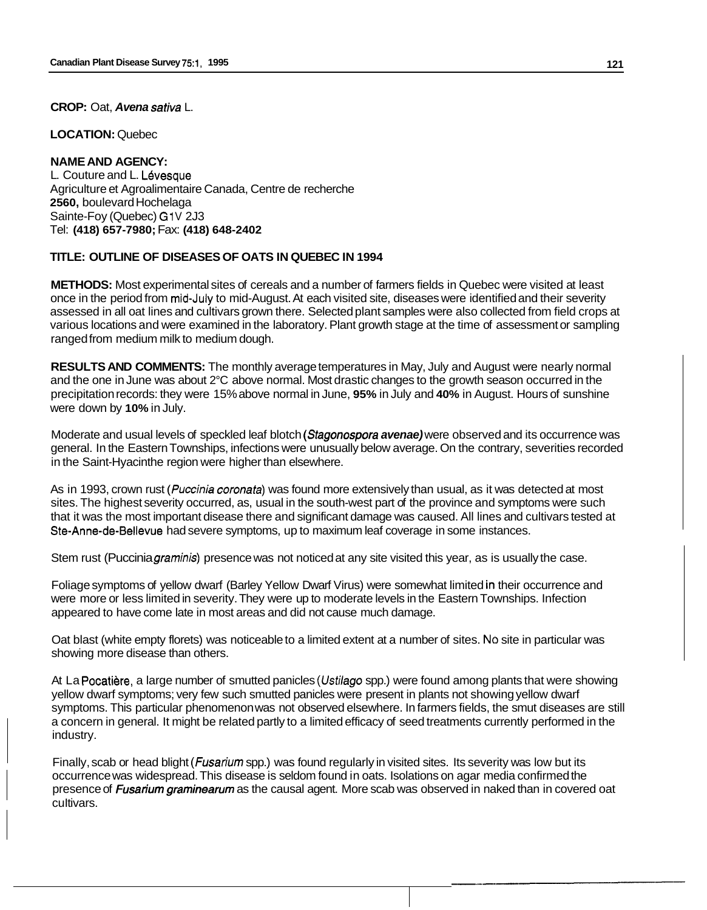**CROP:** Oat, *Avena sativa* L.

**LOCATION:** Quebec

**NAME AND AGENCY:**
L. Couture and L. Lévesque
Agriculture et Agroalimentaire Canada, Centre de recherche
**2560,** boulevard Hochelaga
Sainte-Foy (Quebec) G1V 2J3
Tel: **(418) 657-7980;** Fax: **(418) 648-2402**

**TITLE: OUTLINE OF DISEASES OF OATS IN QUEBEC IN 1994**

**METHODS:** Most experimental sites of cereals and a number of farmers fields in Quebec were visited at least once in the period from mid-July to mid-August. At each visited site, diseases were identified and their severity assessed in all oat lines and cultivars grown there. Selected plant samples were also collected from field crops at various locations and were examined in the laboratory. Plant growth stage at the time of assessment or sampling ranged from medium milk to medium dough.

**RESULTS AND COMMENTS:** The monthly average temperatures in May, July and August were nearly normal and the one in June was about 2°C above normal. Most drastic changes to the growth season occurred in the precipitation records: they were 15% above normal in June, **95%** in July and **40%** in August. Hours of sunshine were down by **10%** in July.

Moderate and usual levels of speckled leaf blotch (*Stagonospora avenae)* were observed and its occurrence was general. In the Eastern Townships, infections were unusually below average. On the contrary, severities recorded in the Saint-Hyacinthe region were higher than elsewhere.

As in 1993, crown rust (*Puccinia coronata*) was found more extensively than usual, as it was detected at most sites. The highest severity occurred, as, usual in the south-west part of the province and symptoms were such that it was the most important disease there and significant damage was caused. All lines and cultivars tested at Ste-Anne-de-Bellevue had severe symptoms, up to maximum leaf coverage in some instances.

Stem rust (Puccinia *graminis*) presence was not noticed at any site visited this year, as is usually the case.

Foliage symptoms of yellow dwarf (Barley Yellow Dwarf Virus) were somewhat limited in their occurrence and were more or less limited in severity. They were up to moderate levels in the Eastern Townships. Infection appeared to have come late in most areas and did not cause much damage.

Oat blast (white empty florets) was noticeable to a limited extent at a number of sites. No site in particular was showing more disease than others.

At La Pocatière, a large number of smutted panicles (*Ustilago* spp.) were found among plants that were showing yellow dwarf symptoms; very few such smutted panicles were present in plants not showing yellow dwarf symptoms. This particular phenomenon was not observed elsewhere. In farmers fields, the smut diseases are still a concern in general. It might be related partly to a limited efficacy of seed treatments currently performed in the industry.

Finally, scab or head blight (*Fusarium* spp.) was found regularly in visited sites. Its severity was low but its occurrence was widespread. This disease is seldom found in oats. Isolations on agar media confirmed the presence of *Fusarium graminearum* as the causal agent. More scab was observed in naked than in covered oat cultivars.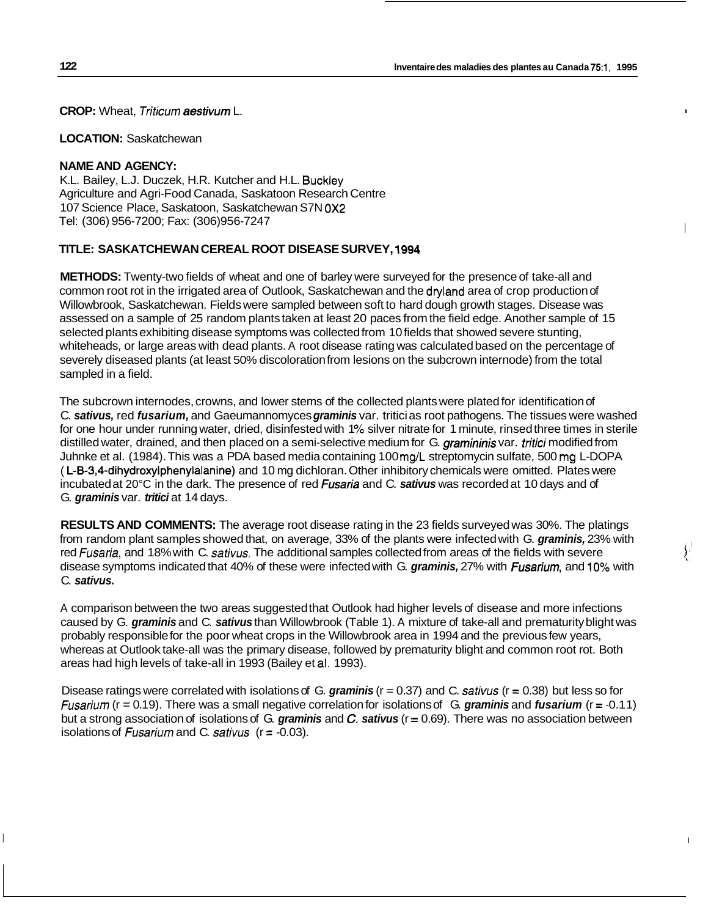**CROP:** Wheat, *Triticum aestivum* L.

**LOCATION:** Saskatchewan

**NAME AND AGENCY:**
K.L. Bailey, L.J. Duczek, H.R. Kutcher and H.L. Buckley
Agriculture and Agri-Food Canada, Saskatoon Research Centre
107 Science Place, Saskatoon, Saskatchewan S7N 0X2
Tel: (306) 956-7200; Fax: (306)956-7247

**TITLE: SASKATCHEWAN CEREAL ROOT DISEASE SURVEY, 1994**

**METHODS:** Twenty-two fields of wheat and one of barley were surveyed for the presence of take-all and common root rot in the irrigated area of Outlook, Saskatchewan and the dryland area of crop production of Willowbrook, Saskatchewan. Fields were sampled between soft to hard dough growth stages. Disease was assessed on a sample of 25 random plants taken at least 20 paces from the field edge. Another sample of 15 selected plants exhibiting disease symptoms was collected from 10 fields that showed severe stunting, whiteheads, or large areas with dead plants. A root disease rating was calculated based on the percentage of severely diseased plants (at least 50% discoloration from lesions on the subcrown internode) from the total sampled in a field.

The subcrown internodes, crowns, and lower stems of the collected plants were plated for identification of C. ***sativus,*** red ***fusarium,*** and Gaeumannomyces ***graminis*** var. tritici as root pathogens. The tissues were washed for one hour under running water, dried, disinfested with 1% silver nitrate for 1 minute, rinsed three times in sterile distilled water, drained, and then placed on a semi-selective medium for G. ***graminis*** var. *tritici* modified from Juhnke et al. (1984). This was a PDA based media containing 100 mg/L streptomycin sulfate, 500 mg L-DOPA (L-B-3,4-dihydroxylphenylalanine) and 10 mg dichloran. Other inhibitory chemicals were omitted. Plates were incubated at 20°C in the dark. The presence of red ***Fusaria*** and C. ***sativus*** was recorded at 10 days and of G. ***graminis*** var. ***tritici*** at 14 days.

**RESULTS AND COMMENTS:** The average root disease rating in the 23 fields surveyed was 30%. The platings from random plant samples showed that, on average, 33% of the plants were infected with G. ***graminis,*** 23% with red *Fusaria*, and 18% with C. *sativus*. The additional samples collected from areas of the fields with severe disease symptoms indicated that 40% of these were infected with G. ***graminis,*** 27% with *Fusarium*, and 10% with C. ***sativus.***

A comparison between the two areas suggested that Outlook had higher levels of disease and more infections caused by G. ***graminis*** and C. ***sativus*** than Willowbrook (Table 1). A mixture of take-all and prematurity blight was probably responsible for the poor wheat crops in the Willowbrook area in 1994 and the previous few years, whereas at Outlook take-all was the primary disease, followed by prematurity blight and common root rot. Both areas had high levels of take-all in 1993 (Bailey et al. 1993).

Disease ratings were correlated with isolations of G. ***graminis*** (r = 0.37) and C. *sativus* (r = 0.38) but less so for *Fusarium* (r = 0.19). There was a small negative correlation for isolations of G. ***graminis*** and ***fusarium*** (r = -0.11) but a strong association of isolations of G. ***graminis*** and ***C. sativus*** (r = 0.69). There was no association between isolations of *Fusarium* and C. *sativus* (r = -0.03).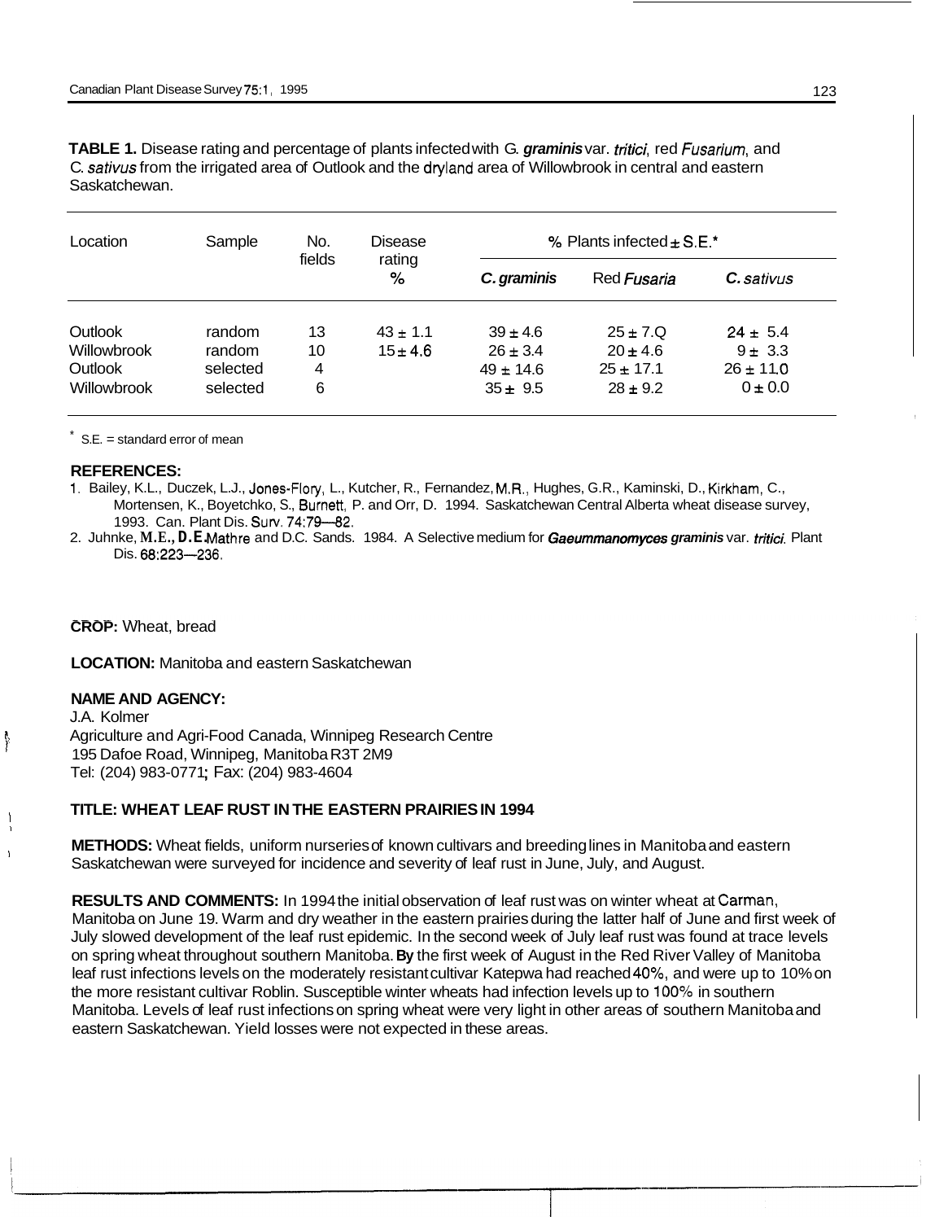**TABLE 1.** Disease rating and percentage of plants infected with G. ***graminis*** var. *tritici*, red *Fusarium*, and C. *sativus* from the irrigated area of Outlook and the dryland area of Willowbrook in central and eastern Saskatchewan.

| Location | Sample | No. fields | Disease rating % | % Plants infected ± S.E.* | | |
|---|---|---|---|---|---|---|
| | | | | ***C. graminis*** | Red *Fusaria* | ***C.*** *sativus* |
| Outlook | random | 13 | 43 ± 1.1 | 39 ± 4.6 | 25 ± 7.Q | 24 ± 5.4 |
| Willowbrook | random | 10 | 15 ± 4.6 | 26 ± 3.4 | 20 ± 4.6 | 9 ± 3.3 |
| Outlook | selected | 4 | | 49 ± 14.6 | 25 ± 17.1 | 26 ± 11.0 |
| Willowbrook | selected | 6 | | 35 ± 9.5 | 28 ± 9.2 | 0 ± 0.0 |

\* S.E. = standard error of mean

**REFERENCES:**

1. Bailey, K.L., Duczek, L.J., Jones-Flory, L., Kutcher, R., Fernandez, M.R., Hughes, G.R., Kaminski, D., Kirkham, C., Mortensen, K., Boyetchko, S., Burnett, P. and Orr, D. 1994. Saskatchewan Central Alberta wheat disease survey, 1993. Can. Plant Dis. Surv. 74:79—82.
2. Juhnke, **M.E., D.E.** Mathre and D.C. Sands. 1984. A Selective medium for ***Gaeummanomyces graminis*** var. *tritici*. Plant Dis. 68:223—236.

**CROP:** Wheat, bread

**LOCATION:** Manitoba and eastern Saskatchewan

**NAME AND AGENCY:**
J.A. Kolmer
Agriculture and Agri-Food Canada, Winnipeg Research Centre
195 Dafoe Road, Winnipeg, Manitoba R3T 2M9
Tel: (204) 983-0771; Fax: (204) 983-4604

**TITLE: WHEAT LEAF RUST IN THE EASTERN PRAIRIES IN 1994**

**METHODS:** Wheat fields, uniform nurseries of known cultivars and breeding lines in Manitoba and eastern Saskatchewan were surveyed for incidence and severity of leaf rust in June, July, and August.

**RESULTS AND COMMENTS:** In 1994 the initial observation of leaf rust was on winter wheat at Carman, Manitoba on June 19. Warm and dry weather in the eastern prairies during the latter half of June and first week of July slowed development of the leaf rust epidemic. In the second week of July leaf rust was found at trace levels on spring wheat throughout southern Manitoba. **By** the first week of August in the Red River Valley of Manitoba leaf rust infections levels on the moderately resistant cultivar Katepwa had reached 40%, and were up to 10% on the more resistant cultivar Roblin. Susceptible winter wheats had infection levels up to 100% in southern Manitoba. Levels of leaf rust infections on spring wheat were very light in other areas of southern Manitoba and eastern Saskatchewan. Yield losses were not expected in these areas.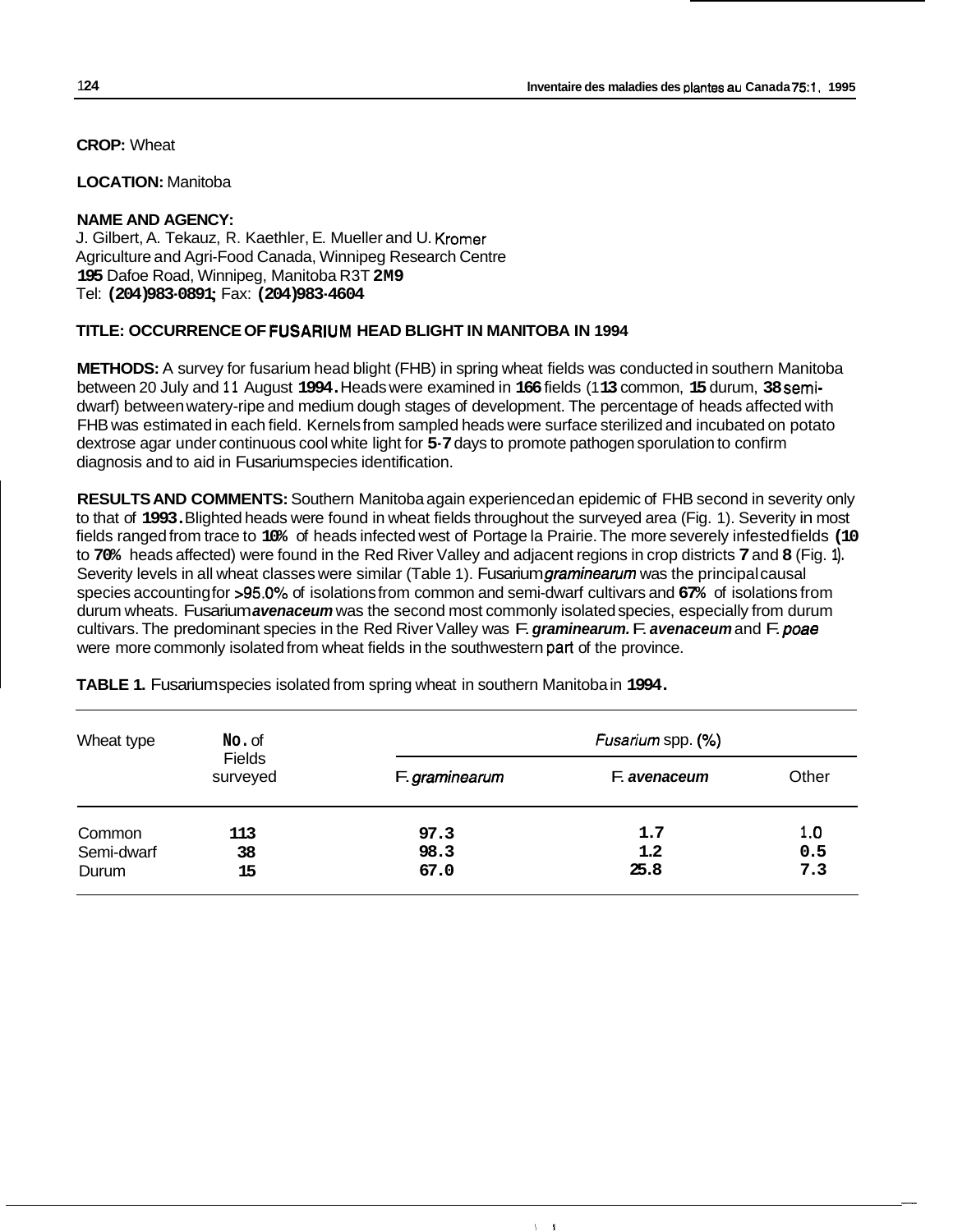**CROP:** Wheat

**LOCATION:** Manitoba

**NAME AND AGENCY:**
J. Gilbert, A. Tekauz, R. Kaethler, E. Mueller and U. Kromer
Agriculture and Agri-Food Canada, Winnipeg Research Centre
195 Dafoe Road, Winnipeg, Manitoba R3T 2M9
Tel: (204)983-0891; Fax: (204)983-4604

**TITLE: OCCURRENCE OF FUSARIUM HEAD BLIGHT IN MANITOBA IN 1994**

**METHODS:** A survey for fusarium head blight (FHB) in spring wheat fields was conducted in southern Manitoba between 20 July and 11 August 1994. Heads were examined in 166 fields (113 common, 15 durum, 38 semi-dwarf) between watery-ripe and medium dough stages of development. The percentage of heads affected with FHB was estimated in each field. Kernels from sampled heads were surface sterilized and incubated on potato dextrose agar under continuous cool white light for 5-7 days to promote pathogen sporulation to confirm diagnosis and to aid in Fusarium species identification.

**RESULTS AND COMMENTS:** Southern Manitoba again experienced an epidemic of FHB second in severity only to that of 1993. Blighted heads were found in wheat fields throughout the surveyed area (Fig. 1). Severity in most fields ranged from trace to 10% of heads infected west of Portage la Prairie. The more severely infested fields (10 to 70% heads affected) were found in the Red River Valley and adjacent regions in crop districts 7 and 8 (Fig. 1). Severity levels in all wheat classes were similar (Table 1). Fusarium *graminearum* was the principal causal species accounting for >95.0% of isolations from common and semi-dwarf cultivars and 67% of isolations from durum wheats. Fusarium ***avenaceum*** was the second most commonly isolated species, especially from durum cultivars. The predominant species in the Red River Valley was *F. **graminearum.*** *F. **avenaceum*** and *F. poae* were more commonly isolated from wheat fields in the southwestern part of the province.

**TABLE 1.** Fusarium species isolated from spring wheat in southern Manitoba in 1994.

| Wheat type | No. of Fields surveyed | *Fusarium* spp. (%) | | |
|---|---|---|---|---|
| | | *F. graminearum* | *F. **avenaceum*** | Other |
| Common | 113 | 97.3 | 1.7 | 1.0 |
| Semi-dwarf | 38 | 98.3 | 1.2 | 0.5 |
| Durum | 15 | 67.0 | 25.8 | 7.3 |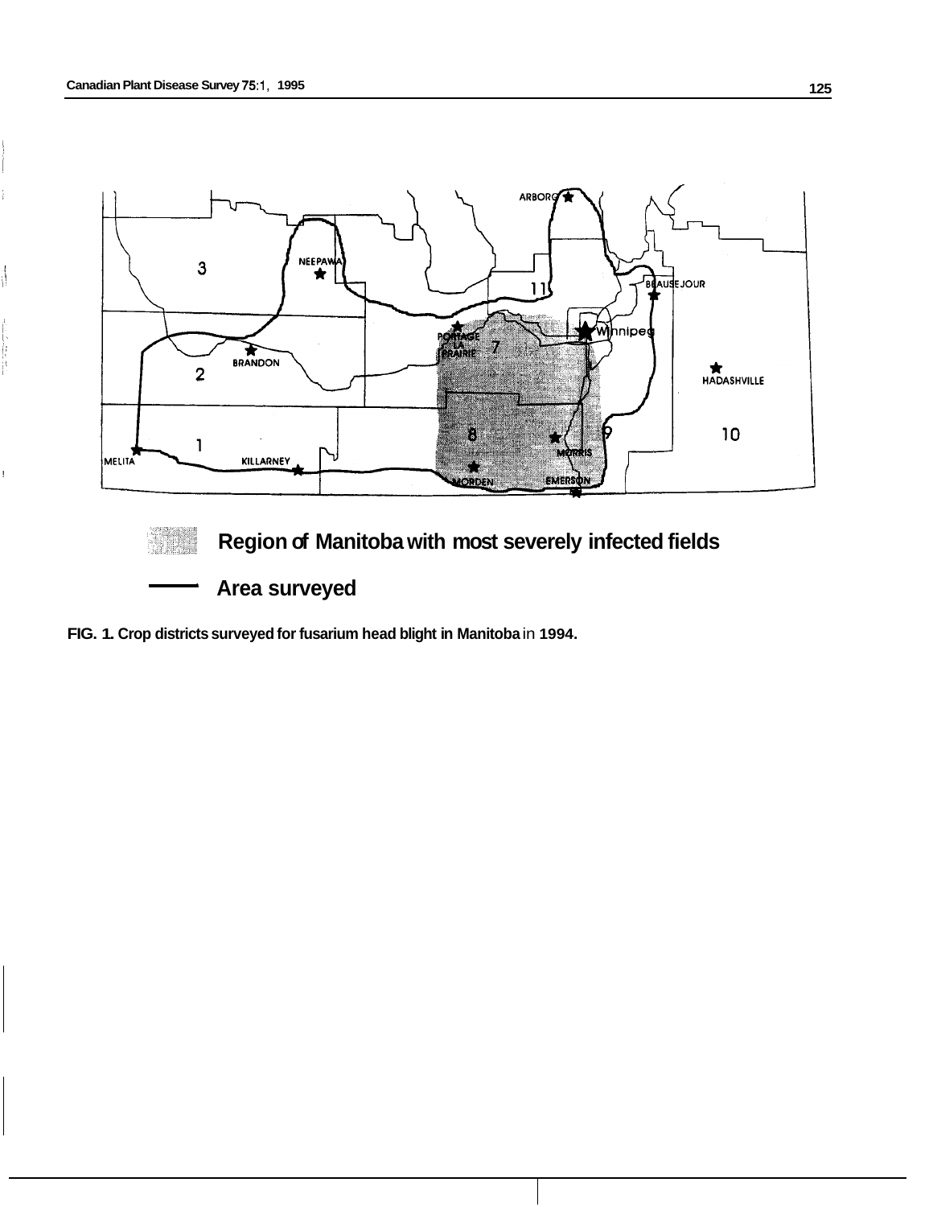Region of Manitoba with most severely infected fields

Area surveyed

**FIG. 1. Crop districts surveyed for fusarium head blight in Manitoba in 1994.**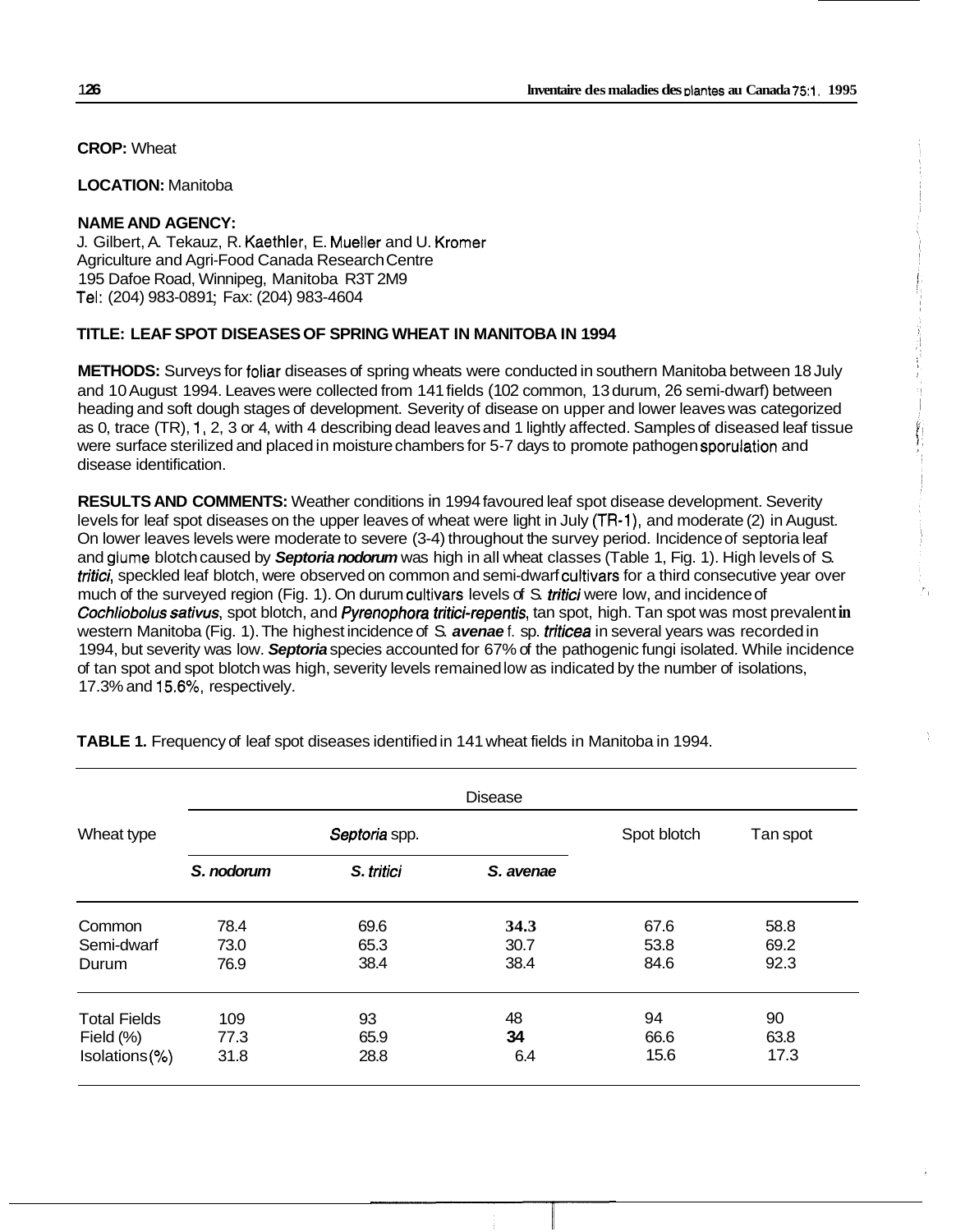**CROP:** Wheat

**LOCATION:** Manitoba

**NAME AND AGENCY:**
J. Gilbert, A. Tekauz, R. Kaethler, E. Mueller and U. Kromer
Agriculture and Agri-Food Canada Research Centre
195 Dafoe Road, Winnipeg, Manitoba R3T 2M9
Tel: (204) 983-0891; Fax: (204) 983-4604

**TITLE: LEAF SPOT DISEASES OF SPRING WHEAT IN MANITOBA IN 1994**

**METHODS:** Surveys for foliar diseases of spring wheats were conducted in southern Manitoba between 18 July and 10 August 1994. Leaves were collected from 141 fields (102 common, 13 durum, 26 semi-dwarf) between heading and soft dough stages of development. Severity of disease on upper and lower leaves was categorized as 0, trace (TR), 1, 2, 3 or 4, with 4 describing dead leaves and 1 lightly affected. Samples of diseased leaf tissue were surface sterilized and placed in moisture chambers for 5-7 days to promote pathogen sporulation and disease identification.

**RESULTS AND COMMENTS:** Weather conditions in 1994 favoured leaf spot disease development. Severity levels for leaf spot diseases on the upper leaves of wheat were light in July (TR-1), and moderate (2) in August. On lower leaves levels were moderate to severe (3-4) throughout the survey period. Incidence of septoria leaf and glume blotch caused by ***Septoria nodorum*** was high in all wheat classes (Table 1, Fig. 1). High levels of *S. tritici*, speckled leaf blotch, were observed on common and semi-dwarf cultivars for a third consecutive year over much of the surveyed region (Fig. 1). On durum cultivars levels of *S. tritici* were low, and incidence of *Cochliobolus sativus*, spot blotch, and *Pyrenophora tritici-repentis*, tan spot, high. Tan spot was most prevalent in western Manitoba (Fig. 1). The highest incidence of *S.* ***avenae*** f. sp. *triticea* in several years was recorded in 1994, but severity was low. ***Septoria*** species accounted for 67% of the pathogenic fungi isolated. While incidence of tan spot and spot blotch was high, severity levels remained low as indicated by the number of isolations, 17.3% and 15.6%, respectively.

**TABLE 1.** Frequency of leaf spot diseases identified in 141 wheat fields in Manitoba in 1994.

| Wheat type | Disease | | | | |
|---|---|---|---|---|---|
| | *Septoria* spp. | | | Spot blotch | Tan spot |
| | ***S. nodorum*** | ***S. tritici*** | ***S. avenae*** | | |
| Common | 78.4 | 69.6 | **34.3** | 67.6 | 58.8 |
| Semi-dwarf | 73.0 | 65.3 | 30.7 | 53.8 | 69.2 |
| Durum | 76.9 | 38.4 | 38.4 | 84.6 | 92.3 |
| Total Fields | 109 | 93 | 48 | 94 | 90 |
| Field (%) | 77.3 | 65.9 | **34** | 66.6 | 63.8 |
| Isolations (%) | 31.8 | 28.8 | 6.4 | 15.6 | 17.3 |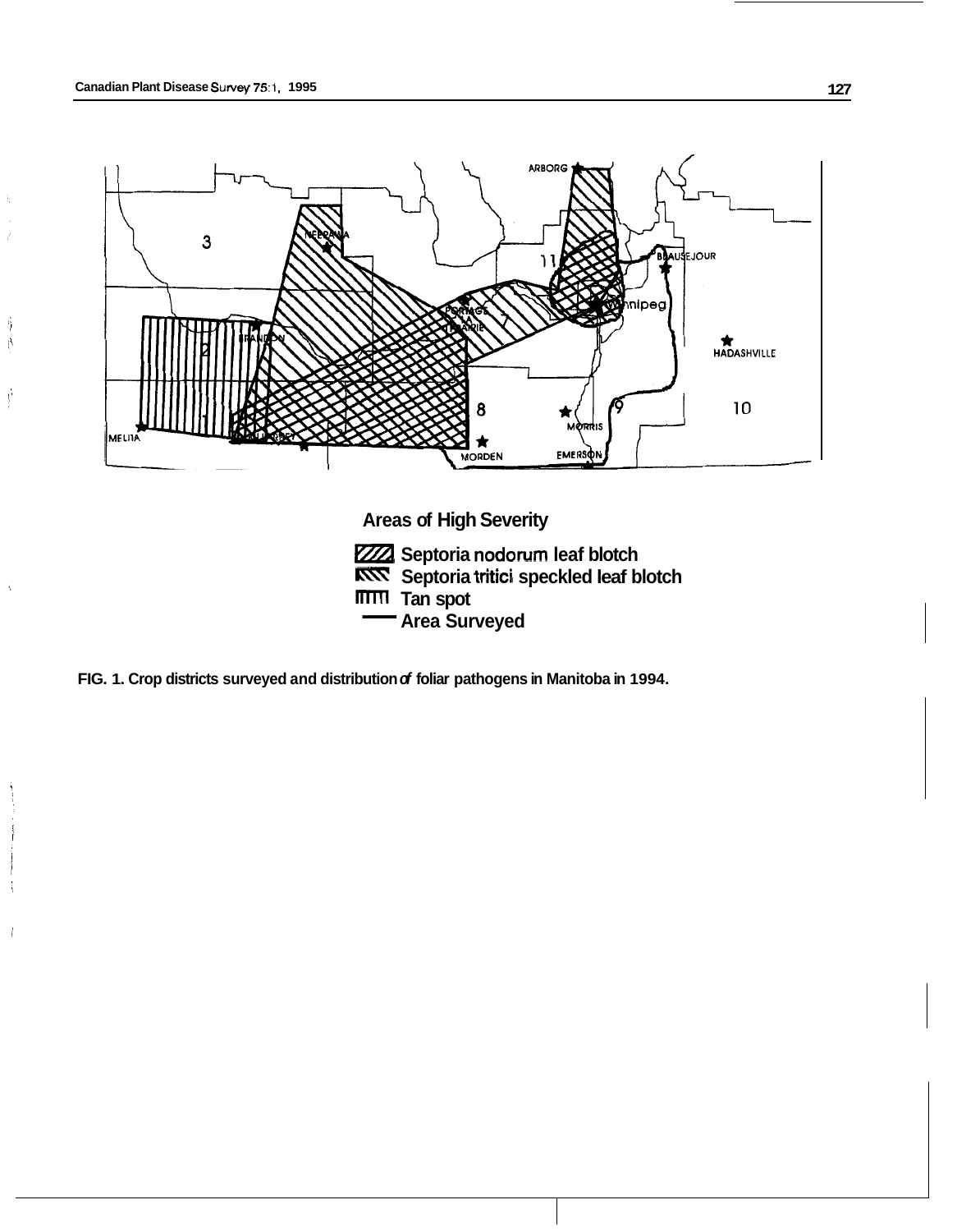**Areas of High Severity**

- Septoria nodorum leaf blotch
- Septoria tritici speckled leaf blotch
- Tan spot
- Area Surveyed

**FIG. 1. Crop districts surveyed and distribution of foliar pathogens in Manitoba in 1994.**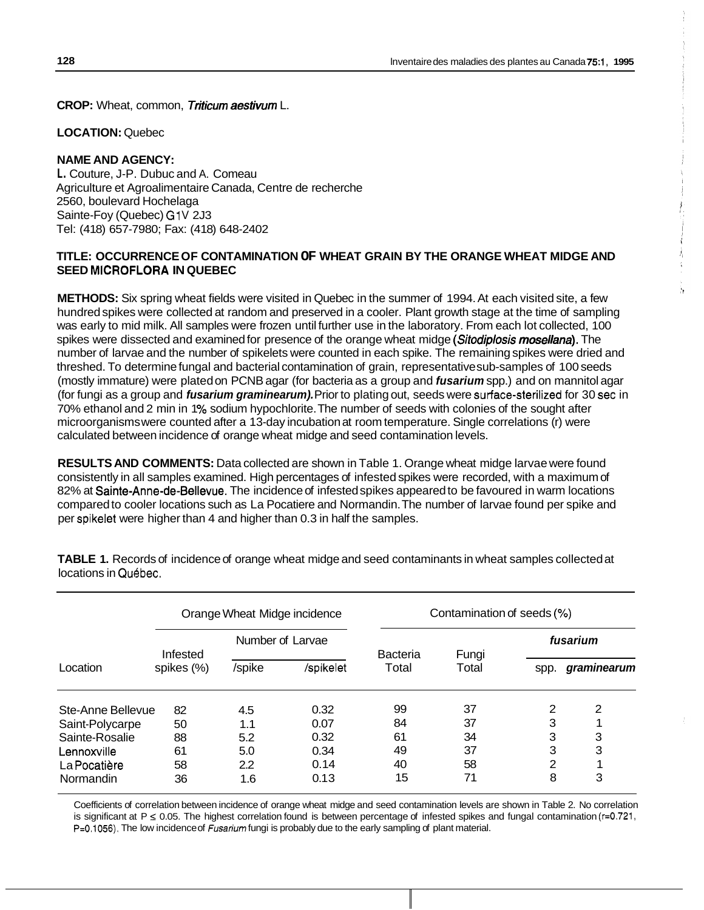**CROP:** Wheat, common, *Triticum aestivum* L.

**LOCATION:** Quebec

**NAME AND AGENCY:**
L. Couture, J-P. Dubuc and A. Comeau
Agriculture et Agroalimentaire Canada, Centre de recherche
2560, boulevard Hochelaga
Sainte-Foy (Quebec) G1V 2J3
Tel: (418) 657-7980; Fax: (418) 648-2402

**TITLE: OCCURRENCE OF CONTAMINATION OF WHEAT GRAIN BY THE ORANGE WHEAT MIDGE AND SEED MICROFLORA IN QUEBEC**

**METHODS:** Six spring wheat fields were visited in Quebec in the summer of 1994. At each visited site, a few hundred spikes were collected at random and preserved in a cooler. Plant growth stage at the time of sampling was early to mid milk. All samples were frozen until further use in the laboratory. From each lot collected, 100 spikes were dissected and examined for presence of the orange wheat midge (*Sitodiplosis mosellana*). The number of larvae and the number of spikelets were counted in each spike. The remaining spikes were dried and threshed. To determine fungal and bacterial contamination of grain, representative sub-samples of 100 seeds (mostly immature) were plated on PCNB agar (for bacteria as a group and ***fusarium*** spp.) and on mannitol agar (for fungi as a group and ***fusarium graminearum).*** Prior to plating out, seeds were surface-sterilized for 30 sec in 70% ethanol and 2 min in 1% sodium hypochlorite. The number of seeds with colonies of the sought after microorganisms were counted after a 13-day incubation at room temperature. Single correlations (r) were calculated between incidence of orange wheat midge and seed contamination levels.

**RESULTS AND COMMENTS:** Data collected are shown in Table 1. Orange wheat midge larvae were found consistently in all samples examined. High percentages of infested spikes were recorded, with a maximum of 82% at Sainte-Anne-de-Bellevue. The incidence of infested spikes appeared to be favoured in warm locations compared to cooler locations such as La Pocatiere and Normandin. The number of larvae found per spike and per spikelet were higher than 4 and higher than 0.3 in half the samples.

**TABLE 1.** Records of incidence of orange wheat midge and seed contaminants in wheat samples collected at locations in Québec.

| | Orange Wheat Midge incidence | | | Contamination of seeds (%) | | | |
|---|---|---|---|---|---|---|---|
| | Infested | Number of Larvae | | Bacteria | Fungi | *fusarium* | |
| Location | spikes (%) | /spike | /spikelet | Total | Total | spp. | *graminearum* |
| Ste-Anne Bellevue | 82 | 4.5 | 0.32 | 99 | 37 | 2 | 2 |
| Saint-Polycarpe | 50 | 1.1 | 0.07 | 84 | 37 | 3 | 1 |
| Sainte-Rosalie | 88 | 5.2 | 0.32 | 61 | 34 | 3 | 3 |
| Lennoxville | 61 | 5.0 | 0.34 | 49 | 37 | 3 | 3 |
| La Pocatière | 58 | 2.2 | 0.14 | 40 | 58 | 2 | 1 |
| Normandin | 36 | 1.6 | 0.13 | 15 | 71 | 8 | 3 |

Coefficients of correlation between incidence of orange wheat midge and seed contamination levels are shown in Table 2. No correlation is significant at $P \leq 0.05$. The highest correlation found is between percentage of infested spikes and fungal contamination ($r=0.721$, $P=0.1056$). The low incidence of *Fusarium* fungi is probably due to the early sampling of plant material.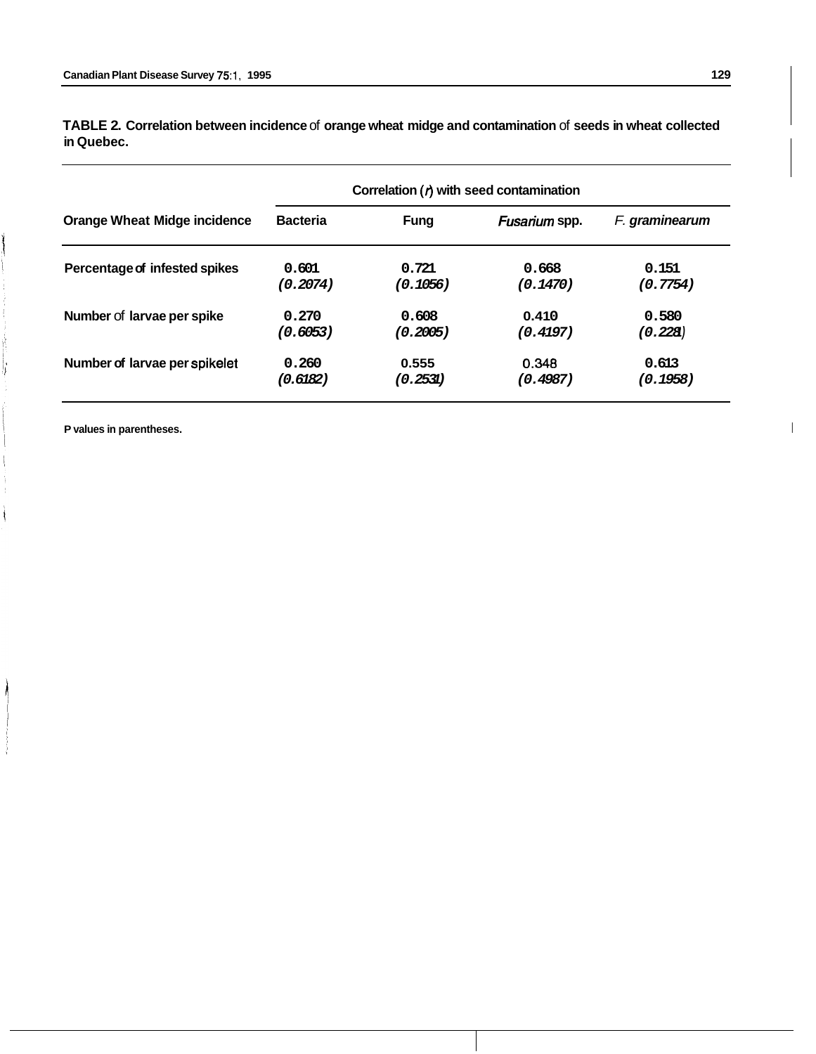**TABLE 2. Correlation between incidence of orange wheat midge and contamination of seeds in wheat collected in Quebec.**

| | Correlation ($r$) with seed contamination | | | |
|---|---|---|---|---|
| **Orange Wheat Midge incidence** | **Bacteria** | **Fung** | ***Fusarium* spp.** | ***F. graminearum*** |
| Percentage of infested spikes | 0.601 *(0.2074)* | 0.721 *(0.1056)* | 0.668 *(0.1470)* | 0.151 *(0.7754)* |
| Number of larvae per spike | 0.270 *(0.6053)* | 0.608 *(0.2005)* | 0.410 *(0.4197)* | 0.580 *(0.2281)* |
| Number of larvae per spikelet | 0.260 *(0.6182)* | 0.555 *(0.2531)* | 0.348 *(0.4987)* | 0.613 *(0.1958)* |

P values in parentheses.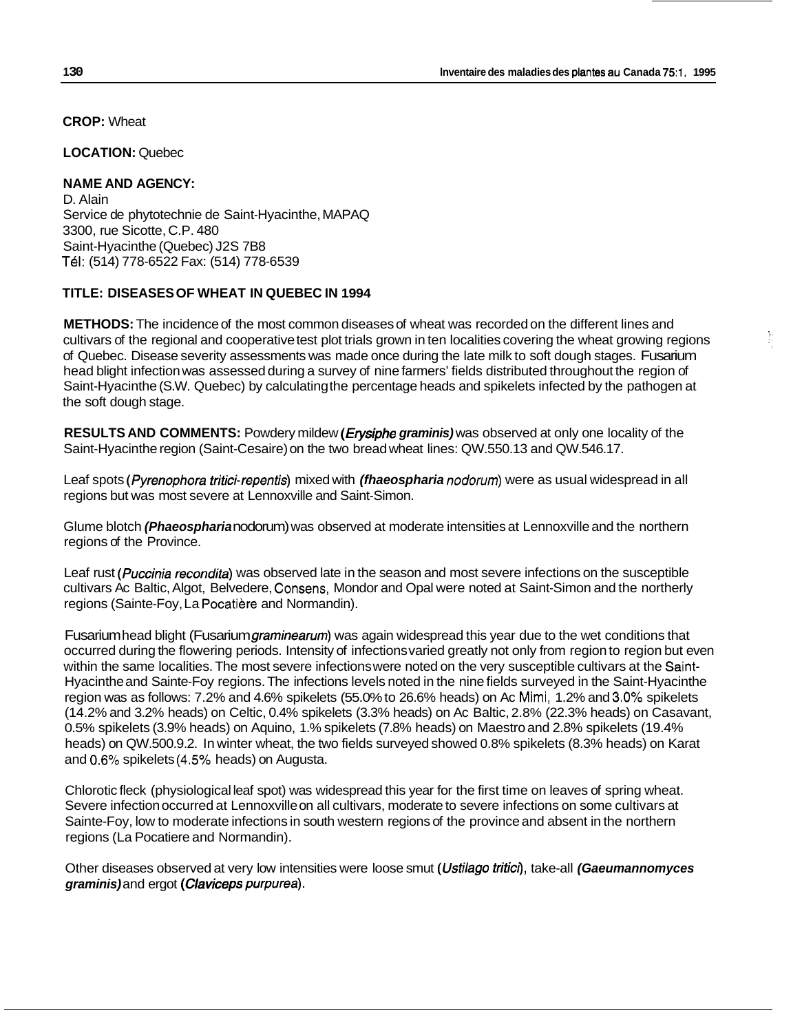**CROP:** Wheat

**LOCATION:** Quebec

**NAME AND AGENCY:**
D. Alain
Service de phytotechnie de Saint-Hyacinthe, MAPAQ
3300, rue Sicotte, C.P. 480
Saint-Hyacinthe (Quebec) J2S 7B8
Tél: (514) 778-6522 Fax: (514) 778-6539

**TITLE: DISEASES OF WHEAT IN QUEBEC IN 1994**

**METHODS:** The incidence of the most common diseases of wheat was recorded on the different lines and cultivars of the regional and cooperative test plot trials grown in ten localities covering the wheat growing regions of Quebec. Disease severity assessments was made once during the late milk to soft dough stages. Fusarium head blight infection was assessed during a survey of nine farmers' fields distributed throughout the region of Saint-Hyacinthe (S.W. Quebec) by calculating the percentage heads and spikelets infected by the pathogen at the soft dough stage.

**RESULTS AND COMMENTS:** Powdery mildew ***(Erysiphe graminis)*** was observed at only one locality of the Saint-Hyacinthe region (Saint-Cesaire) on the two bread wheat lines: QW.550.13 and QW.546.17.

Leaf spots (*Pyrenophora tritici-repentis*) mixed with ***(fhaeospharia** nodorum*) were as usual widespread in all regions but was most severe at Lennoxville and Saint-Simon.

Glume blotch ***(Phaeospharia** nodorum*) was observed at moderate intensities at Lennoxville and the northern regions of the Province.

Leaf rust (*Puccinia recondita*) was observed late in the season and most severe infections on the susceptible cultivars Ac Baltic, Algot, Belvedere, Consens, Mondor and Opal were noted at Saint-Simon and the northerly regions (Sainte-Foy, La Pocatière and Normandin).

Fusarium head blight (Fusarium *graminearum*) was again widespread this year due to the wet conditions that occurred during the flowering periods. Intensity of infections varied greatly not only from region to region but even within the same localities. The most severe infections were noted on the very susceptible cultivars at the Saint-Hyacinthe and Sainte-Foy regions. The infections levels noted in the nine fields surveyed in the Saint-Hyacinthe region was as follows: 7.2% and 4.6% spikelets (55.0% to 26.6% heads) on Ac Mimi, 1.2% and 3.0% spikelets (14.2% and 3.2% heads) on Celtic, 0.4% spikelets (3.3% heads) on Ac Baltic, 2.8% (22.3% heads) on Casavant, 0.5% spikelets (3.9% heads) on Aquino, 1.% spikelets (7.8% heads) on Maestro and 2.8% spikelets (19.4% heads) on QW.500.9.2. In winter wheat, the two fields surveyed showed 0.8% spikelets (8.3% heads) on Karat and 0.6% spikelets (4.5% heads) on Augusta.

Chlorotic fleck (physiological leaf spot) was widespread this year for the first time on leaves of spring wheat. Severe infection occurred at Lennoxville on all cultivars, moderate to severe infections on some cultivars at Sainte-Foy, low to moderate infections in south western regions of the province and absent in the northern regions (La Pocatiere and Normandin).

Other diseases observed at very low intensities were loose smut (*Ustilago tritici*), take-all ***(Gaeumannomyces graminis)*** and ergot **(*Claviceps purpurea*)**.